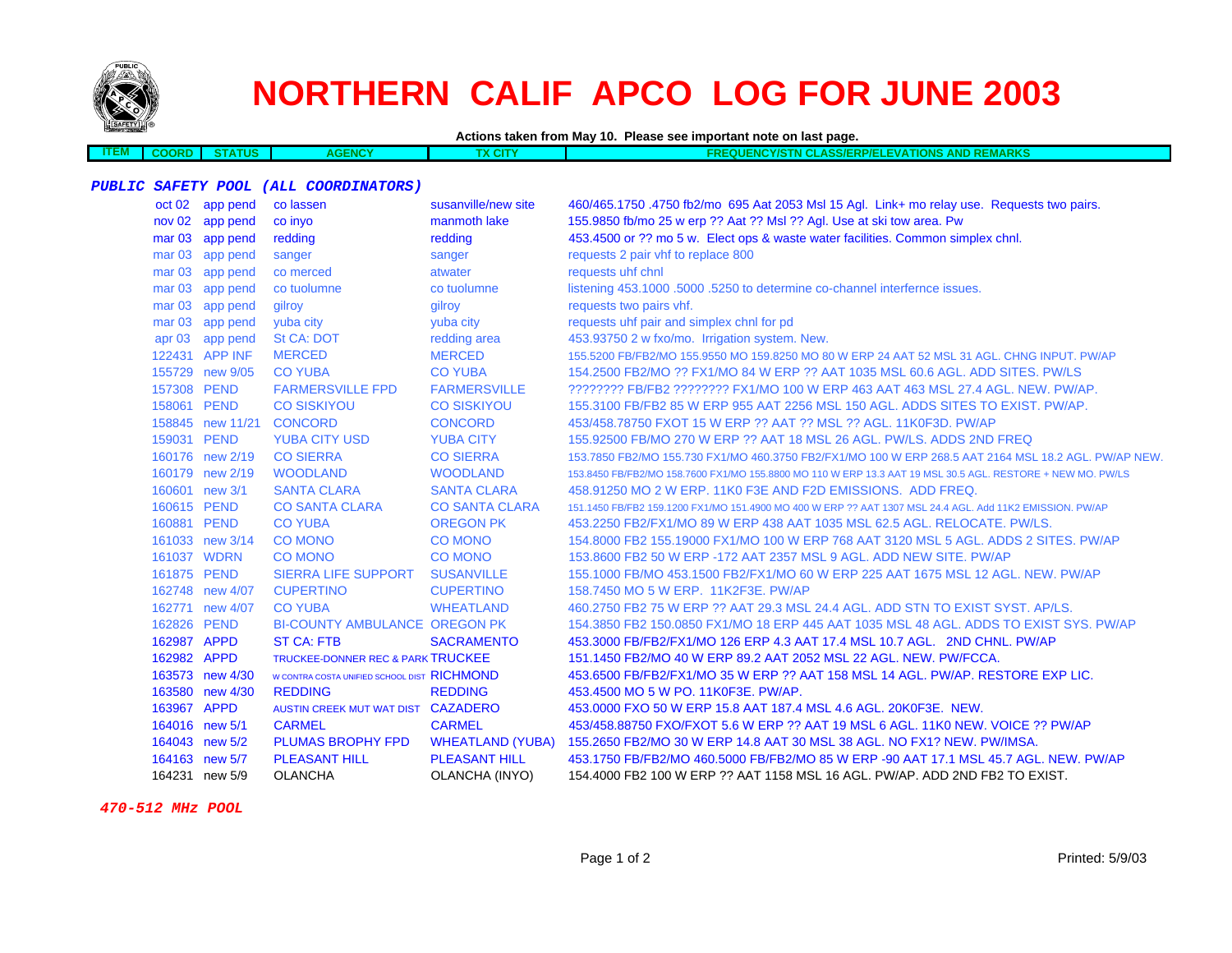# NORTHERN CALIF APCO LOG FOR JUNE 2003

**Actions taken from May 10. Please see important note on last page.**

| ITEM | COORD | STATUS | AGENCY | TX CITY | FREQUENCY/STN CLASS/ERP/ELEVATIONS AND REMARKS |
|---|---|---|---|---|---|

***PUBLIC SAFETY POOL (ALL COORDINATORS)***

| ITEM | COORD | STATUS | AGENCY | TX CITY | FREQUENCY/STN CLASS/ERP/ELEVATIONS AND REMARKS |
|---|---|---|---|---|---|
| | oct 02 | app pend | co lassen | susanville/new site | 460/465.1750 .4750 fb2/mo 695 Aat 2053 Msl 15 Agl. Link+ mo relay use. Requests two pairs. |
| | nov 02 | app pend | co inyo | manmoth lake | 155.9850 fb/mo 25 w erp ?? Aat ?? Msl ?? Agl. Use at ski tow area. Pw |
| | mar 03 | app pend | redding | redding | 453.4500 or ?? mo 5 w. Elect ops & waste water facilities. Common simplex chnl. |
| | mar 03 | app pend | sanger | sanger | requests 2 pair vhf to replace 800 |
| | mar 03 | app pend | co merced | atwater | requests uhf chnl |
| | mar 03 | app pend | co tuolumne | co tuolumne | listening 453.1000 .5000 .5250 to determine co-channel interfernce issues. |
| | mar 03 | app pend | gilroy | gilroy | requests two pairs vhf. |
| | mar 03 | app pend | yuba city | yuba city | requests uhf pair and simplex chnl for pd |
| | apr 03 | app pend | St CA: DOT | redding area | 453.93750 2 w fxo/mo. Irrigation system. New. |
| | 122431 | APP INF | MERCED | MERCED | 155.5200 FB/FB2/MO 155.9550 MO 159.8250 MO 80 W ERP 24 AAT 52 MSL 31 AGL. CHNG INPUT. PW/AP |
| | 155729 | new 9/05 | CO YUBA | CO YUBA | 154.2500 FB2/MO ?? FX1/MO 84 W ERP ?? AAT 1035 MSL 60.6 AGL. ADD SITES. PW/LS |
| | 157308 | PEND | FARMERSVILLE FPD | FARMERSVILLE | ???????? FB/FB2 ???????? FX1/MO 100 W ERP 463 AAT 463 MSL 27.4 AGL. NEW. PW/AP. |
| | 158061 | PEND | CO SISKIYOU | CO SISKIYOU | 155.3100 FB/FB2 85 W ERP 955 AAT 2256 MSL 150 AGL. ADDS SITES TO EXIST. PW/AP. |
| | 158845 | new 11/21 | CONCORD | CONCORD | 453/458.78750 FXOT 15 W ERP ?? AAT ?? MSL ?? AGL. 11K0F3D. PW/AP |
| | 159031 | PEND | YUBA CITY USD | YUBA CITY | 155.92500 FB/MO 270 W ERP ?? AAT 18 MSL 26 AGL. PW/LS. ADDS 2ND FREQ |
| | 160176 | new 2/19 | CO SIERRA | CO SIERRA | 153.7850 FB2/MO 155.730 FX1/MO 460.3750 FB2/FX1/MO 100 W ERP 268.5 AAT 2164 MSL 18.2 AGL. PW/AP NEW. |
| | 160179 | new 2/19 | WOODLAND | WOODLAND | 153.8450 FB/FB2/MO 158.7600 FX1/MO 155.8800 MO 110 W ERP 13.3 AAT 19 MSL 30.5 AGL. RESTORE + NEW MO. PW/LS |
| | 160601 | new 3/1 | SANTA CLARA | SANTA CLARA | 458.91250 MO 2 W ERP. 11K0 F3E AND F2D EMISSIONS. ADD FREQ. |
| | 160615 | PEND | CO SANTA CLARA | CO SANTA CLARA | 151.1450 FB/FB2 159.1200 FX1/MO 151.4900 MO 400 W ERP ?? AAT 1307 MSL 24.4 AGL. Add 11K2 EMISSION. PW/AP |
| | 160881 | PEND | CO YUBA | OREGON PK | 453.2250 FB2/FX1/MO 89 W ERP 438 AAT 1035 MSL 62.5 AGL. RELOCATE. PW/LS. |
| | 161033 | new 3/14 | CO MONO | CO MONO | 154.8000 FB2 155.19000 FX1/MO 100 W ERP 768 AAT 3120 MSL 5 AGL. ADDS 2 SITES. PW/AP |
| | 161037 | WDRN | CO MONO | CO MONO | 153.8600 FB2 50 W ERP -172 AAT 2357 MSL 9 AGL. ADD NEW SITE. PW/AP |
| | 161875 | PEND | SIERRA LIFE SUPPORT | SUSANVILLE | 155.1000 FB/MO 453.1500 FB2/FX1/MO 60 W ERP 225 AAT 1675 MSL 12 AGL. NEW. PW/AP |
| | 162748 | new 4/07 | CUPERTINO | CUPERTINO | 158.7450 MO 5 W ERP. 11K2F3E. PW/AP |
| | 162771 | new 4/07 | CO YUBA | WHEATLAND | 460.2750 FB2 75 W ERP ?? AAT 29.3 MSL 24.4 AGL. ADD STN TO EXIST SYST. AP/LS. |
| | 162826 | PEND | BI-COUNTY AMBULANCE | OREGON PK | 154.3850 FB2 150.0850 FX1/MO 18 ERP 445 AAT 1035 MSL 48 AGL. ADDS TO EXIST SYS. PW/AP |
| | 162987 | APPD | ST CA: FTB | SACRAMENTO | 453.3000 FB/FB2/FX1/MO 126 ERP 4.3 AAT 17.4 MSL 10.7 AGL. 2ND CHNL. PW/AP |
| | 162982 | APPD | TRUCKEE-DONNER REC & PARK | TRUCKEE | 151.1450 FB2/MO 40 W ERP 89.2 AAT 2052 MSL 22 AGL. NEW. PW/FCCA. |
| | 163573 | new 4/30 | W CONTRA COSTA UNIFIED SCHOOL DIST | RICHMOND | 453.6500 FB/FB2/FX1/MO 35 W ERP ?? AAT 158 MSL 14 AGL. PW/AP. RESTORE EXP LIC. |
| | 163580 | new 4/30 | REDDING | REDDING | 453.4500 MO 5 W PO. 11K0F3E. PW/AP. |
| | 163967 | APPD | AUSTIN CREEK MUT WAT DIST | CAZADERO | 453.0000 FXO 50 W ERP 15.8 AAT 187.4 MSL 4.6 AGL. 20K0F3E. NEW. |
| | 164016 | new 5/1 | CARMEL | CARMEL | 453/458.88750 FXO/FXOT 5.6 W ERP ?? AAT 19 MSL 6 AGL. 11K0 NEW. VOICE ?? PW/AP |
| | 164043 | new 5/2 | PLUMAS BROPHY FPD | WHEATLAND (YUBA) | 155.2650 FB2/MO 30 W ERP 14.8 AAT 30 MSL 38 AGL. NO FX1? NEW. PW/IMSA. |
| | 164163 | new 5/7 | PLEASANT HILL | PLEASANT HILL | 453.1750 FB/FB2/MO 460.5000 FB/FB2/MO 85 W ERP -90 AAT 17.1 MSL 45.7 AGL. NEW. PW/AP |
| | 164231 | new 5/9 | OLANCHA | OLANCHA (INYO) | 154.4000 FB2 100 W ERP ?? AAT 1158 MSL 16 AGL. PW/AP. ADD 2ND FB2 TO EXIST. |

***470-512 MHz POOL***

Printed: 5/9/03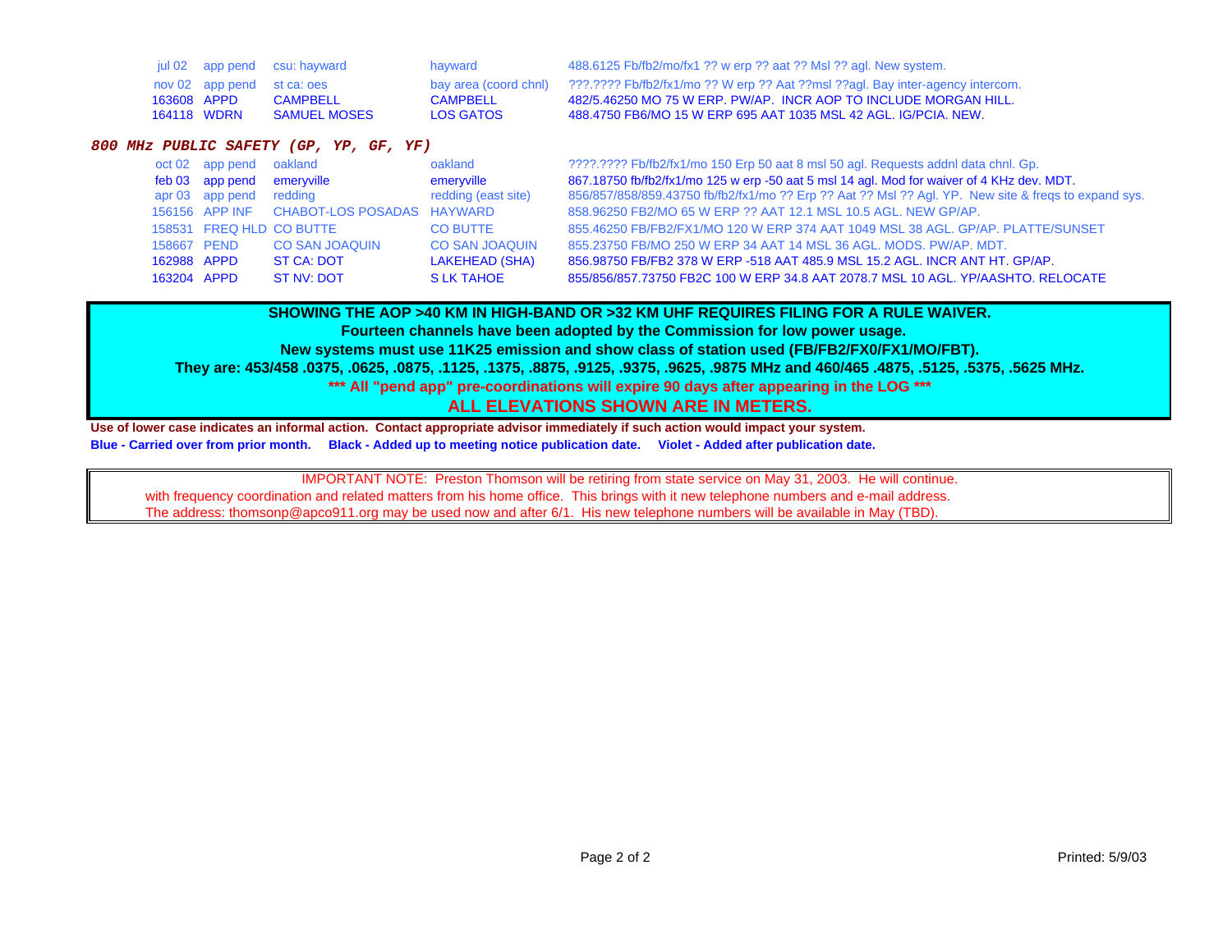| | | | | |
|---|---|---|---|---|
| jul 02 | app pend | csu: hayward | hayward | 488.6125 Fb/fb2/mo/fx1 ?? w erp ?? aat ?? Msl ?? agl. New system. |
| nov 02 | app pend | st ca: oes | bay area (coord chnl) | ???.???? Fb/fb2/fx1/mo ?? W erp ?? Aat ??msl ??agl. Bay inter-agency intercom. |
| 163608 | APPD | CAMPBELL | CAMPBELL | 482/5.46250 MO 75 W ERP. PW/AP. INCR AOP TO INCLUDE MORGAN HILL. |
| 164118 | WDRN | SAMUEL MOSES | LOS GATOS | 488.4750 FB6/MO 15 W ERP 695 AAT 1035 MSL 42 AGL. IG/PCIA. NEW. |

### *800 MHz PUBLIC SAFETY (GP, YP, GF, YF)*

| | | | | |
|---|---|---|---|---|
| oct 02 | app pend | oakland | oakland | ????.???? Fb/fb2/fx1/mo 150 Erp 50 aat 8 msl 50 agl. Requests addnl data chnl. Gp. |
| feb 03 | app pend | emeryville | emeryville | 867.18750 fb/fb2/fx1/mo 125 w erp -50 aat 5 msl 14 agl. Mod for waiver of 4 KHz dev. MDT. |
| apr 03 | app pend | redding | redding (east site) | 856/857/858/859.43750 fb/fb2/fx1/mo ?? Erp ?? Aat ?? Msl ?? Agl. YP. New site & freqs to expand sys. |
| 156156 | APP INF | CHABOT-LOS POSADAS | HAYWARD | 858.96250 FB2/MO 65 W ERP ?? AAT 12.1 MSL 10.5 AGL. NEW GP/AP. |
| 158531 | FREQ HLD | CO BUTTE | CO BUTTE | 855.46250 FB/FB2/FX1/MO 120 W ERP 374 AAT 1049 MSL 38 AGL. GP/AP. PLATTE/SUNSET |
| 158667 | PEND | CO SAN JOAQUIN | CO SAN JOAQUIN | 855.23750 FB/MO 250 W ERP 34 AAT 14 MSL 36 AGL. MODS. PW/AP. MDT. |
| 162988 | APPD | ST CA: DOT | LAKEHEAD (SHA) | 856.98750 FB/FB2 378 W ERP -518 AAT 485.9 MSL 15.2 AGL. INCR ANT HT. GP/AP. |
| 163204 | APPD | ST NV: DOT | S LK TAHOE | 855/856/857.73750 FB2C 100 W ERP 34.8 AAT 2078.7 MSL 10 AGL. YP/AASHTO. RELOCATE |

**SHOWING THE AOP >40 KM IN HIGH-BAND OR >32 KM UHF REQUIRES FILING FOR A RULE WAIVER.**
**Fourteen channels have been adopted by the Commission for low power usage.**
**New systems must use 11K25 emission and show class of station used (FB/FB2/FX0/FX1/MO/FBT).**
**They are: 453/458 .0375, .0625, .0875, .1125, .1375, .8875, .9125, .9375, .9625, .9875 MHz and 460/465 .4875, .5125, .5375, .5625 MHz.**
**\*\*\* All "pend app" pre-coordinations will expire 90 days after appearing in the LOG \*\*\***
**ALL ELEVATIONS SHOWN ARE IN METERS.**

**Use of lower case indicates an informal action. Contact appropriate advisor immediately if such action would impact your system.**
**Blue - Carried over from prior month. Black - Added up to meeting notice publication date. Violet - Added after publication date.**

IMPORTANT NOTE: Preston Thomson will be retiring from state service on May 31, 2003. He will continue. with frequency coordination and related matters from his home office. This brings with it new telephone numbers and e-mail address. The address: thomsonp@apco911.org may be used now and after 6/1. His new telephone numbers will be available in May (TBD).

Printed: 5/9/03